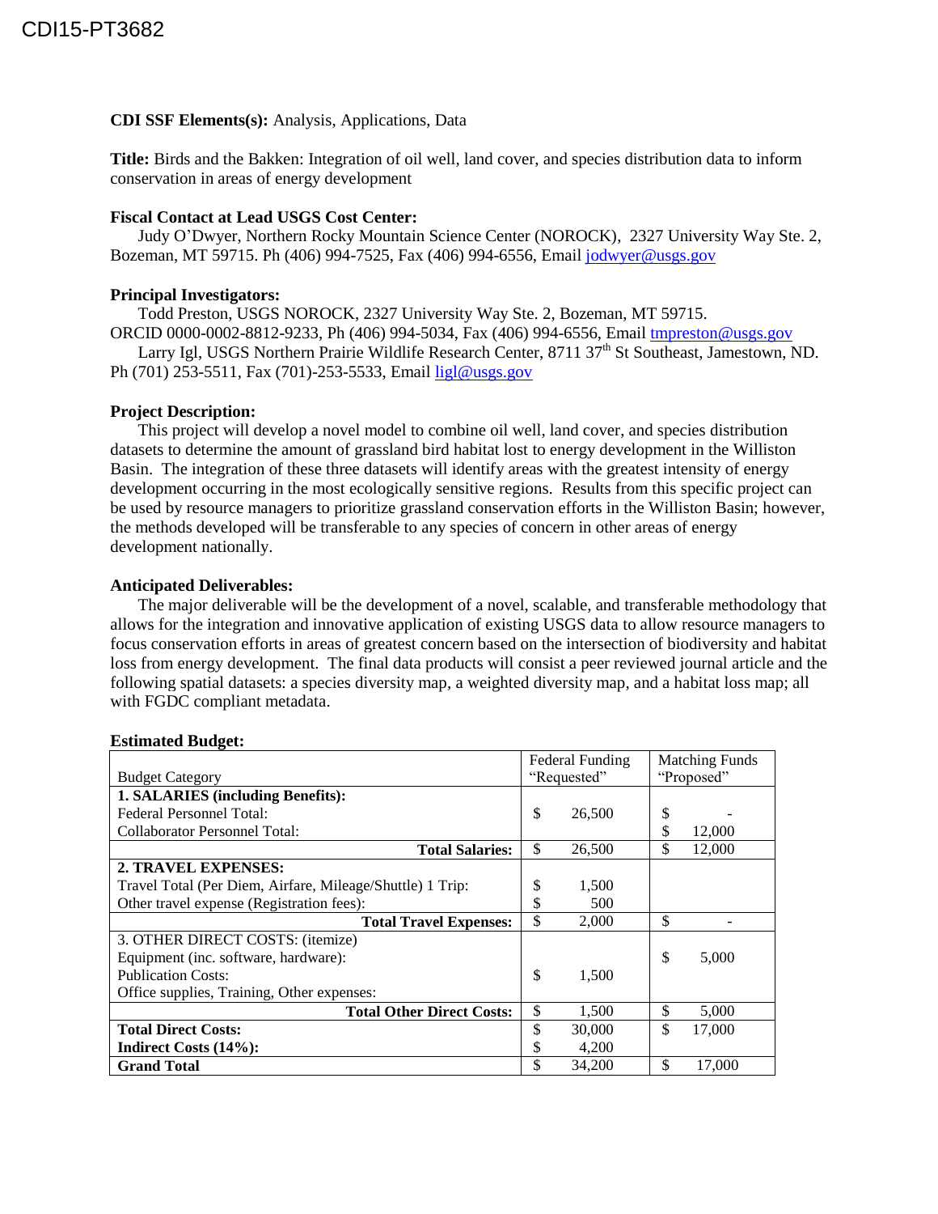CDI15-PT3682

**CDI SSF Elements(s):** Analysis, Applications, Data

**Title:** Birds and the Bakken: Integration of oil well, land cover, and species distribution data to inform conservation in areas of energy development

**Fiscal Contact at Lead USGS Cost Center:**

Judy O'Dwyer, Northern Rocky Mountain Science Center (NOROCK), 2327 University Way Ste. 2, Bozeman, MT 59715. Ph (406) 994-7525, Fax (406) 994-6556, Email jodwyer@usgs.gov

**Principal Investigators:**

Todd Preston, USGS NOROCK, 2327 University Way Ste. 2, Bozeman, MT 59715. ORCID 0000-0002-8812-9233, Ph (406) 994-5034, Fax (406) 994-6556, Email tmpreston@usgs.gov

Larry Igl, USGS Northern Prairie Wildlife Research Center, 8711 37th St Southeast, Jamestown, ND. Ph (701) 253-5511, Fax (701)-253-5533, Email ligl@usgs.gov

**Project Description:**

This project will develop a novel model to combine oil well, land cover, and species distribution datasets to determine the amount of grassland bird habitat lost to energy development in the Williston Basin. The integration of these three datasets will identify areas with the greatest intensity of energy development occurring in the most ecologically sensitive regions. Results from this specific project can be used by resource managers to prioritize grassland conservation efforts in the Williston Basin; however, the methods developed will be transferable to any species of concern in other areas of energy development nationally.

**Anticipated Deliverables:**

The major deliverable will be the development of a novel, scalable, and transferable methodology that allows for the integration and innovative application of existing USGS data to allow resource managers to focus conservation efforts in areas of greatest concern based on the intersection of biodiversity and habitat loss from energy development. The final data products will consist a peer reviewed journal article and the following spatial datasets: a species diversity map, a weighted diversity map, and a habitat loss map; all with FGDC compliant metadata.

**Estimated Budget:**

| Budget Category | Federal Funding "Requested" | Matching Funds "Proposed" |
|---|---|---|
| **1. SALARIES (including Benefits):** | | |
| Federal Personnel Total: | $ 26,500 | $ - |
| Collaborator Personnel Total: | | $ 12,000 |
| **Total Salaries:** | $ 26,500 | $ 12,000 |
| **2. TRAVEL EXPENSES:** | | |
| Travel Total (Per Diem, Airfare, Mileage/Shuttle) 1 Trip: | $ 1,500 | |
| Other travel expense (Registration fees): | $ 500 | |
| **Total Travel Expenses:** | $ 2,000 | $ - |
| 3. OTHER DIRECT COSTS: (itemize) | | |
| Equipment (inc. software, hardware): | | $ 5,000 |
| Publication Costs: | $ 1,500 | |
| Office supplies, Training, Other expenses: | | |
| **Total Other Direct Costs:** | $ 1,500 | $ 5,000 |
| **Total Direct Costs:** | $ 30,000 | $ 17,000 |
| **Indirect Costs (14%):** | $ 4,200 | |
| **Grand Total** | $ 34,200 | $ 17,000 |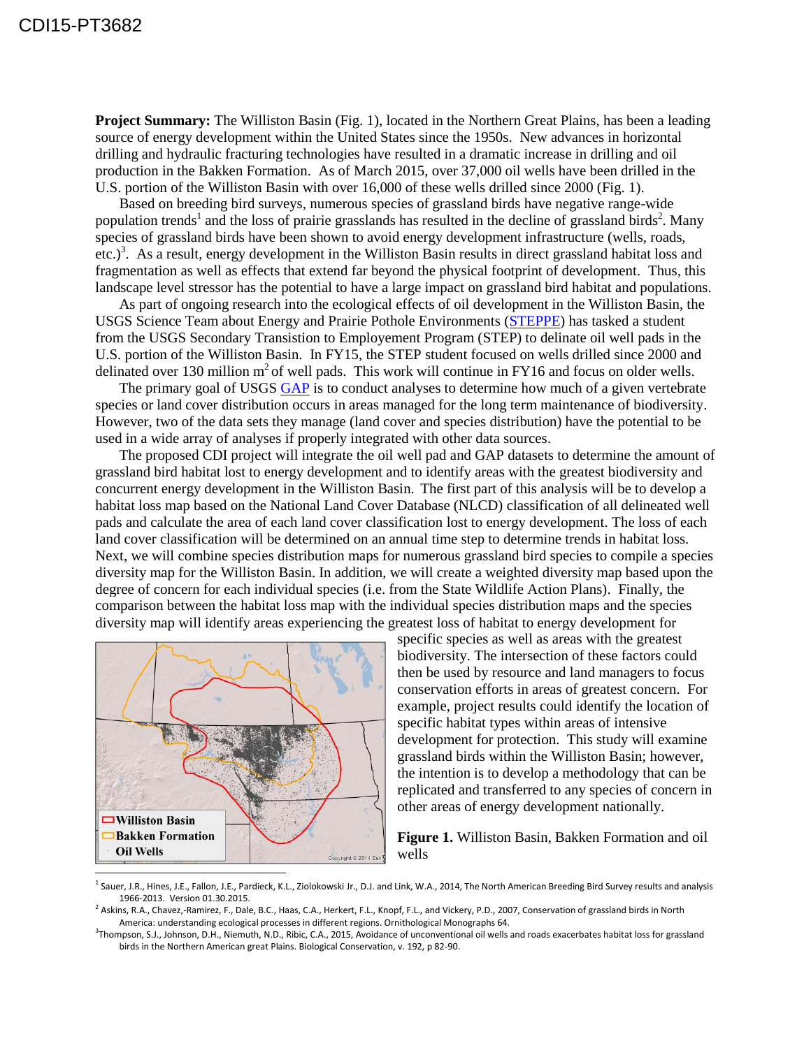CDI15-PT3682

**Project Summary:** The Williston Basin (Fig. 1), located in the Northern Great Plains, has been a leading source of energy development within the United States since the 1950s. New advances in horizontal drilling and hydraulic fracturing technologies have resulted in a dramatic increase in drilling and oil production in the Bakken Formation. As of March 2015, over 37,000 oil wells have been drilled in the U.S. portion of the Williston Basin with over 16,000 of these wells drilled since 2000 (Fig. 1).

Based on breeding bird surveys, numerous species of grassland birds have negative range-wide population trends[1] and the loss of prairie grasslands has resulted in the decline of grassland birds[2]. Many species of grassland birds have been shown to avoid energy development infrastructure (wells, roads, etc.)[3]. As a result, energy development in the Williston Basin results in direct grassland habitat loss and fragmentation as well as effects that extend far beyond the physical footprint of development. Thus, this landscape level stressor has the potential to have a large impact on grassland bird habitat and populations.

As part of ongoing research into the ecological effects of oil development in the Williston Basin, the USGS Science Team about Energy and Prairie Pothole Environments (STEPPE) has tasked a student from the USGS Secondary Transition to Employement Program (STEP) to delinate oil well pads in the U.S. portion of the Williston Basin. In FY15, the STEP student focused on wells drilled since 2000 and delinated over 130 million $m^2$ of well pads. This work will continue in FY16 and focus on older wells.

The primary goal of USGS GAP is to conduct analyses to determine how much of a given vertebrate species or land cover distribution occurs in areas managed for the long term maintenance of biodiversity. However, two of the data sets they manage (land cover and species distribution) have the potential to be used in a wide array of analyses if properly integrated with other data sources.

The proposed CDI project will integrate the oil well pad and GAP datasets to determine the amount of grassland bird habitat lost to energy development and to identify areas with the greatest biodiversity and concurrent energy development in the Williston Basin. The first part of this analysis will be to develop a habitat loss map based on the National Land Cover Database (NLCD) classification of all delineated well pads and calculate the area of each land cover classification lost to energy development. The loss of each land cover classification will be determined on an annual time step to determine trends in habitat loss. Next, we will combine species distribution maps for numerous grassland bird species to compile a species diversity map for the Williston Basin. In addition, we will create a weighted diversity map based upon the degree of concern for each individual species (i.e. from the State Wildlife Action Plans). Finally, the comparison between the habitat loss map with the individual species distribution maps and the species diversity map will identify areas experiencing the greatest loss of habitat to energy development for specific species as well as areas with the greatest biodiversity. The intersection of these factors could then be used by resource and land managers to focus conservation efforts in areas of greatest concern. For example, project results could identify the location of specific habitat types within areas of intensive development for protection. This study will examine grassland birds within the Williston Basin; however, the intention is to develop a methodology that can be replicated and transferred to any species of concern in other areas of energy development nationally.

Williston Basin
Bakken Formation
Oil Wells
Copyright © 2014 Esri

**Figure 1.** Williston Basin, Bakken Formation and oil wells

[1] Sauer, J.R., Hines, J.E., Fallon, J.E., Pardieck, K.L., Ziolokowski Jr., D.J. and Link, W.A., 2014, The North American Breeding Bird Survey results and analysis 1966-2013. Version 01.30.2015.

[2] Askins, R.A., Chavez,-Ramirez, F., Dale, B.C., Haas, C.A., Herkert, F.L., Knopf, F.L., and Vickery, P.D., 2007, Conservation of grassland birds in North America: understanding ecological processes in different regions. Ornithological Monographs 64.

[3] Thompson, S.J., Johnson, D.H., Niemuth, N.D., Ribic, C.A., 2015, Avoidance of unconventional oil wells and roads exacerbates habitat loss for grassland birds in the Northern American great Plains. Biological Conservation, v. 192, p 82-90.